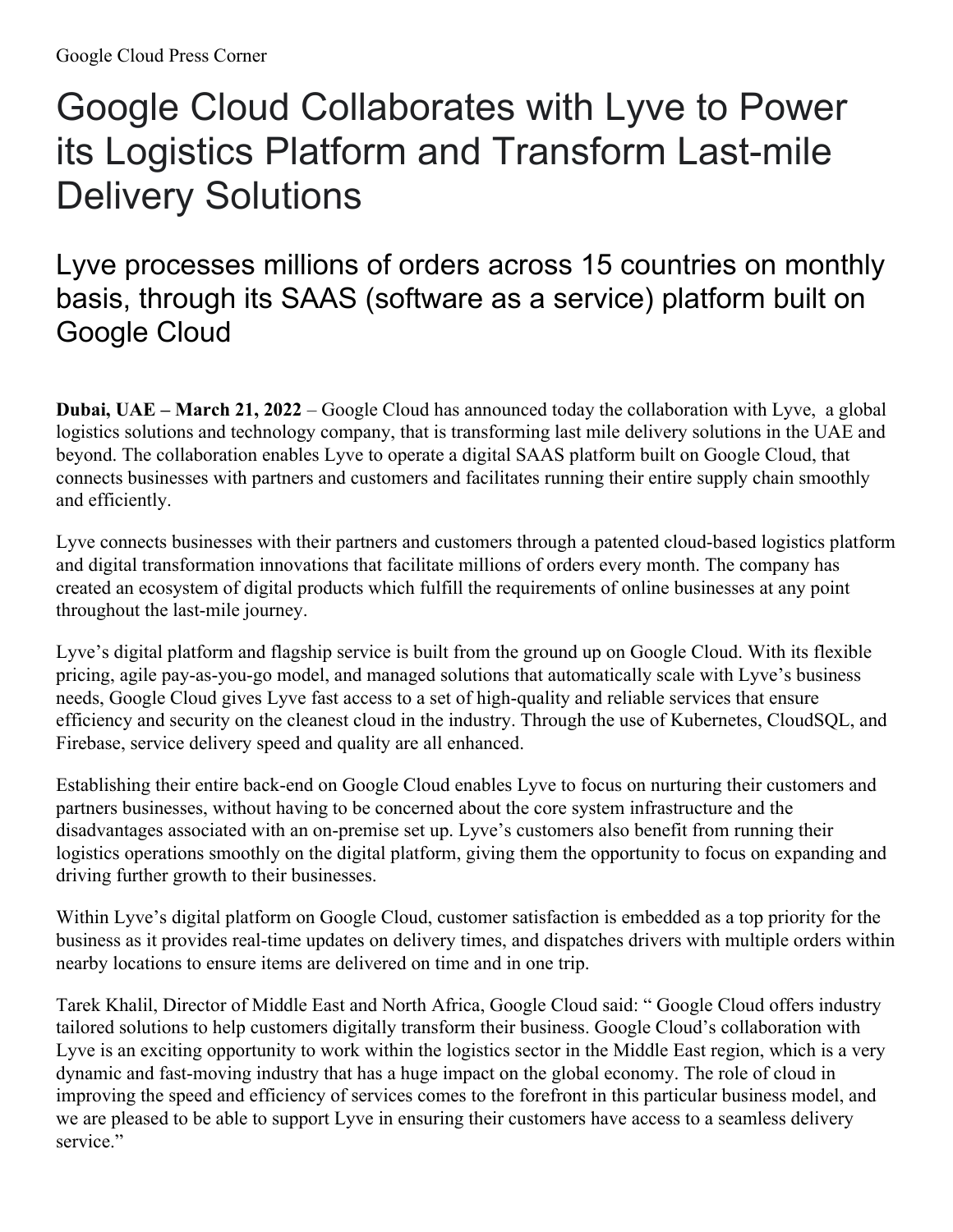Google Cloud Press Corner

# Google Cloud Collaborates with Lyve to Power its Logistics Platform and Transform Last-mile Delivery Solutions

## Lyve processes millions of orders across 15 countries on monthly basis, through its SAAS (software as a service) platform built on Google Cloud

**Dubai, UAE – March 21, 2022** – Google Cloud has announced today the collaboration with Lyve, a global logistics solutions and technology company, that is transforming last mile delivery solutions in the UAE and beyond. The collaboration enables Lyve to operate a digital SAAS platform built on Google Cloud, that connects businesses with partners and customers and facilitates running their entire supply chain smoothly and efficiently.

Lyve connects businesses with their partners and customers through a patented cloud-based logistics platform and digital transformation innovations that facilitate millions of orders every month. The company has created an ecosystem of digital products which fulfill the requirements of online businesses at any point throughout the last-mile journey.

Lyve's digital platform and flagship service is built from the ground up on Google Cloud. With its flexible pricing, agile pay-as-you-go model, and managed solutions that automatically scale with Lyve's business needs, Google Cloud gives Lyve fast access to a set of high-quality and reliable services that ensure efficiency and security on the cleanest cloud in the industry. Through the use of Kubernetes, CloudSQL, and Firebase, service delivery speed and quality are all enhanced.

Establishing their entire back-end on Google Cloud enables Lyve to focus on nurturing their customers and partners businesses, without having to be concerned about the core system infrastructure and the disadvantages associated with an on-premise set up. Lyve's customers also benefit from running their logistics operations smoothly on the digital platform, giving them the opportunity to focus on expanding and driving further growth to their businesses.

Within Lyve's digital platform on Google Cloud, customer satisfaction is embedded as a top priority for the business as it provides real-time updates on delivery times, and dispatches drivers with multiple orders within nearby locations to ensure items are delivered on time and in one trip.

Tarek Khalil, Director of Middle East and North Africa, Google Cloud said: " Google Cloud offers industry tailored solutions to help customers digitally transform their business. Google Cloud's collaboration with Lyve is an exciting opportunity to work within the logistics sector in the Middle East region, which is a very dynamic and fast-moving industry that has a huge impact on the global economy. The role of cloud in improving the speed and efficiency of services comes to the forefront in this particular business model, and we are pleased to be able to support Lyve in ensuring their customers have access to a seamless delivery service."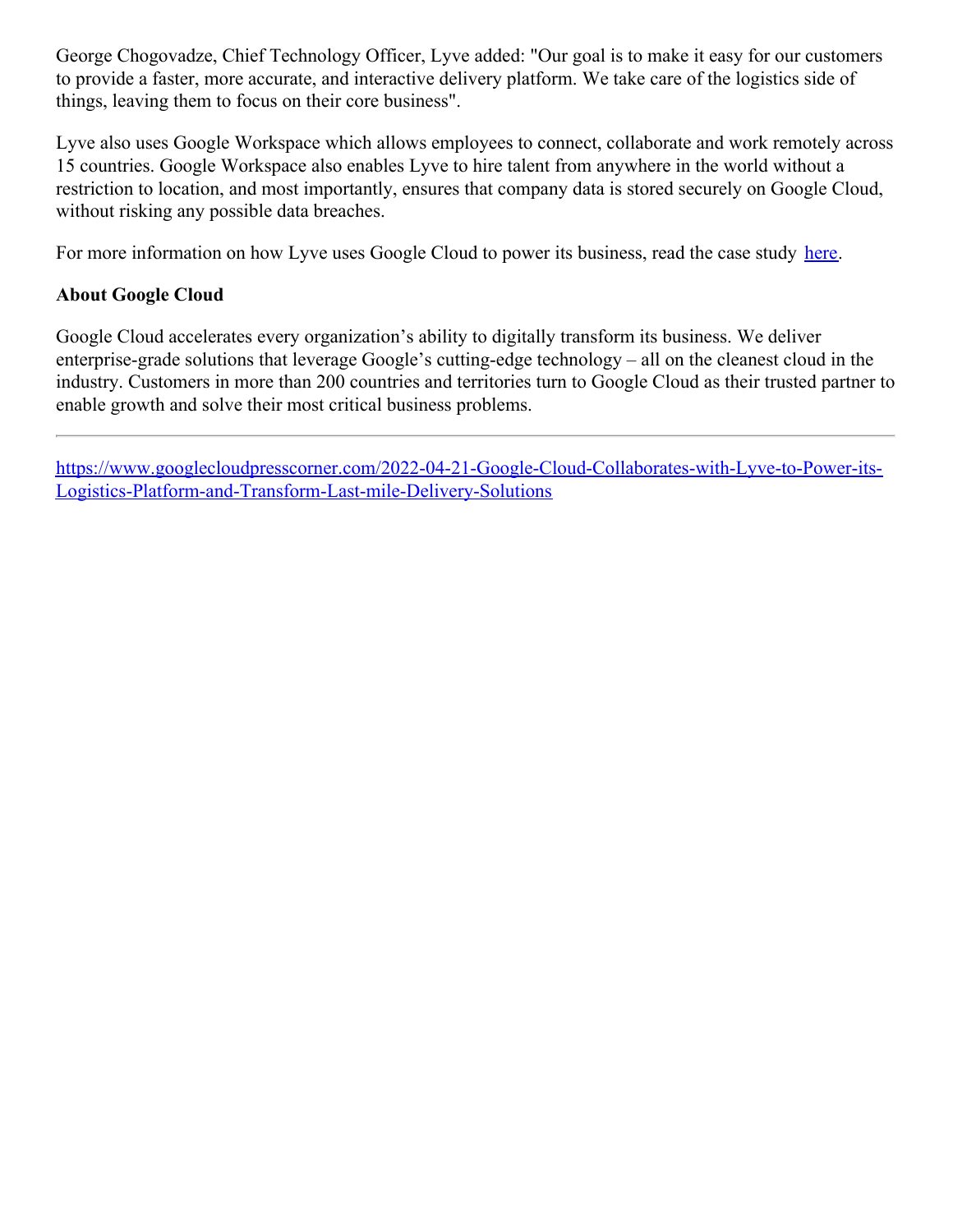George Chogovadze, Chief Technology Officer, Lyve added: "Our goal is to make it easy for our customers to provide a faster, more accurate, and interactive delivery platform. We take care of the logistics side of things, leaving them to focus on their core business".

Lyve also uses Google Workspace which allows employees to connect, collaborate and work remotely across 15 countries. Google Workspace also enables Lyve to hire talent from anywhere in the world without a restriction to location, and most importantly, ensures that company data is stored securely on Google Cloud, without risking any possible data breaches.

For more information on how Lyve uses Google Cloud to power its business, read the case study here.

**About Google Cloud**

Google Cloud accelerates every organization's ability to digitally transform its business. We deliver enterprise-grade solutions that leverage Google's cutting-edge technology – all on the cleanest cloud in the industry. Customers in more than 200 countries and territories turn to Google Cloud as their trusted partner to enable growth and solve their most critical business problems.

---

https://www.googlecloudpresscorner.com/2022-04-21-Google-Cloud-Collaborates-with-Lyve-to-Power-its-Logistics-Platform-and-Transform-Last-mile-Delivery-Solutions